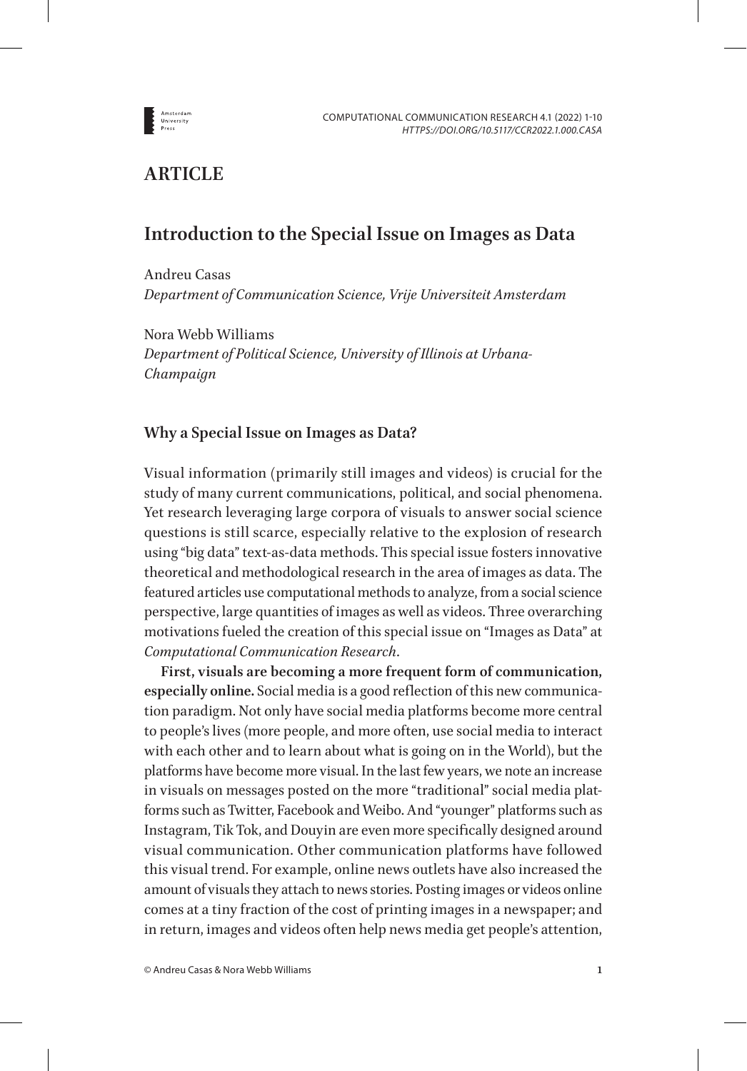## ARTICLE

# Introduction to the Special Issue on Images as Data

Andreu Casas
*Department of Communication Science, Vrije Universiteit Amsterdam*

Nora Webb Williams
*Department of Political Science, University of Illinois at Urbana-Champaign*

### Why a Special Issue on Images as Data?

Visual information (primarily still images and videos) is crucial for the study of many current communications, political, and social phenomena. Yet research leveraging large corpora of visuals to answer social science questions is still scarce, especially relative to the explosion of research using "big data" text-as-data methods. This special issue fosters innovative theoretical and methodological research in the area of images as data. The featured articles use computational methods to analyze, from a social science perspective, large quantities of images as well as videos. Three overarching motivations fueled the creation of this special issue on "Images as Data" at *Computational Communication Research*.

**First, visuals are becoming a more frequent form of communication, especially online.** Social media is a good reflection of this new communication paradigm. Not only have social media platforms become more central to people's lives (more people, and more often, use social media to interact with each other and to learn about what is going on in the World), but the platforms have become more visual. In the last few years, we note an increase in visuals on messages posted on the more "traditional" social media platforms such as Twitter, Facebook and Weibo. And "younger" platforms such as Instagram, Tik Tok, and Douyin are even more specifically designed around visual communication. Other communication platforms have followed this visual trend. For example, online news outlets have also increased the amount of visuals they attach to news stories. Posting images or videos online comes at a tiny fraction of the cost of printing images in a newspaper; and in return, images and videos often help news media get people's attention,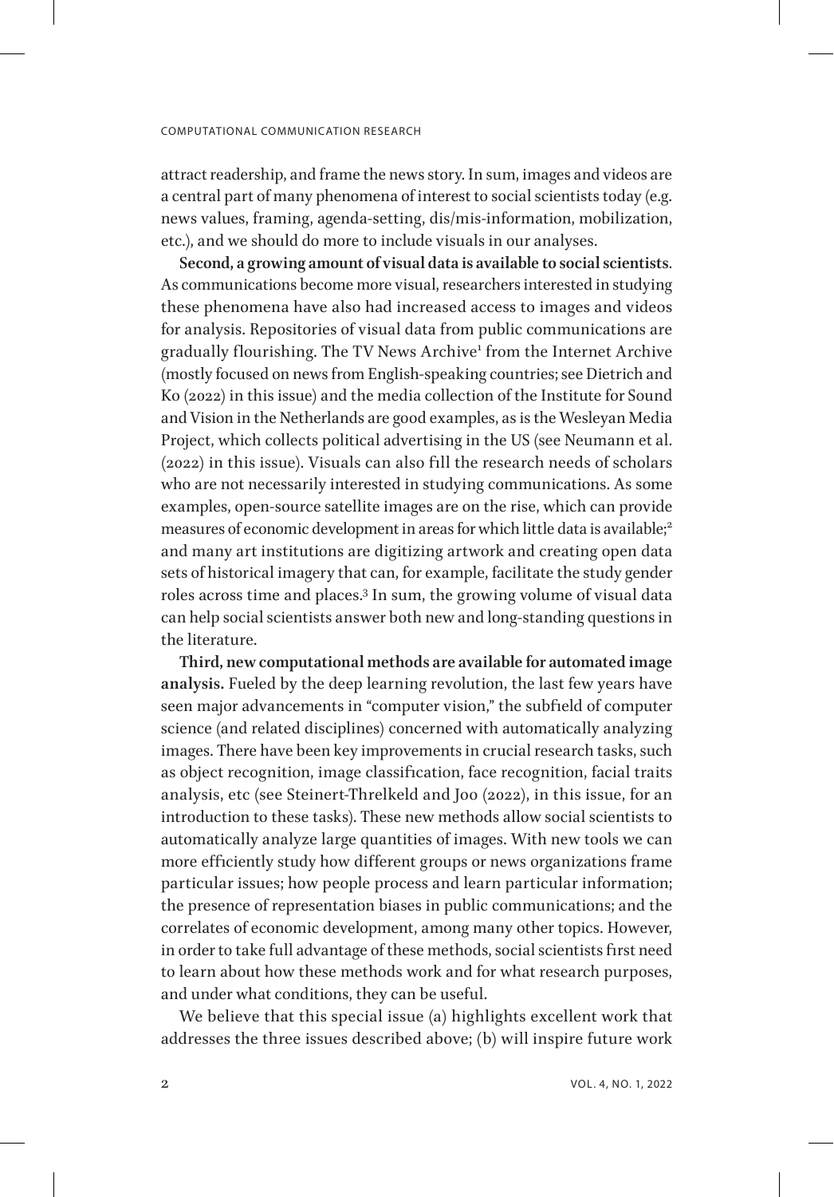attract readership, and frame the news story. In sum, images and videos are a central part of many phenomena of interest to social scientists today (e.g. news values, framing, agenda-setting, dis/mis-information, mobilization, etc.), and we should do more to include visuals in our analyses.

**Second, a growing amount of visual data is available to social scientists**. As communications become more visual, researchers interested in studying these phenomena have also had increased access to images and videos for analysis. Repositories of visual data from public communications are gradually flourishing. The TV News Archive[1] from the Internet Archive (mostly focused on news from English-speaking countries; see Dietrich and Ko (2022) in this issue) and the media collection of the Institute for Sound and Vision in the Netherlands are good examples, as is the Wesleyan Media Project, which collects political advertising in the US (see Neumann et al. (2022) in this issue). Visuals can also fill the research needs of scholars who are not necessarily interested in studying communications. As some examples, open-source satellite images are on the rise, which can provide measures of economic development in areas for which little data is available;[2] and many art institutions are digitizing artwork and creating open data sets of historical imagery that can, for example, facilitate the study gender roles across time and places.[3] In sum, the growing volume of visual data can help social scientists answer both new and long-standing questions in the literature.

**Third, new computational methods are available for automated image analysis.** Fueled by the deep learning revolution, the last few years have seen major advancements in "computer vision," the subfield of computer science (and related disciplines) concerned with automatically analyzing images. There have been key improvements in crucial research tasks, such as object recognition, image classification, face recognition, facial traits analysis, etc (see Steinert-Threlkeld and Joo (2022), in this issue, for an introduction to these tasks). These new methods allow social scientists to automatically analyze large quantities of images. With new tools we can more efficiently study how different groups or news organizations frame particular issues; how people process and learn particular information; the presence of representation biases in public communications; and the correlates of economic development, among many other topics. However, in order to take full advantage of these methods, social scientists first need to learn about how these methods work and for what research purposes, and under what conditions, they can be useful.

We believe that this special issue (a) highlights excellent work that addresses the three issues described above; (b) will inspire future work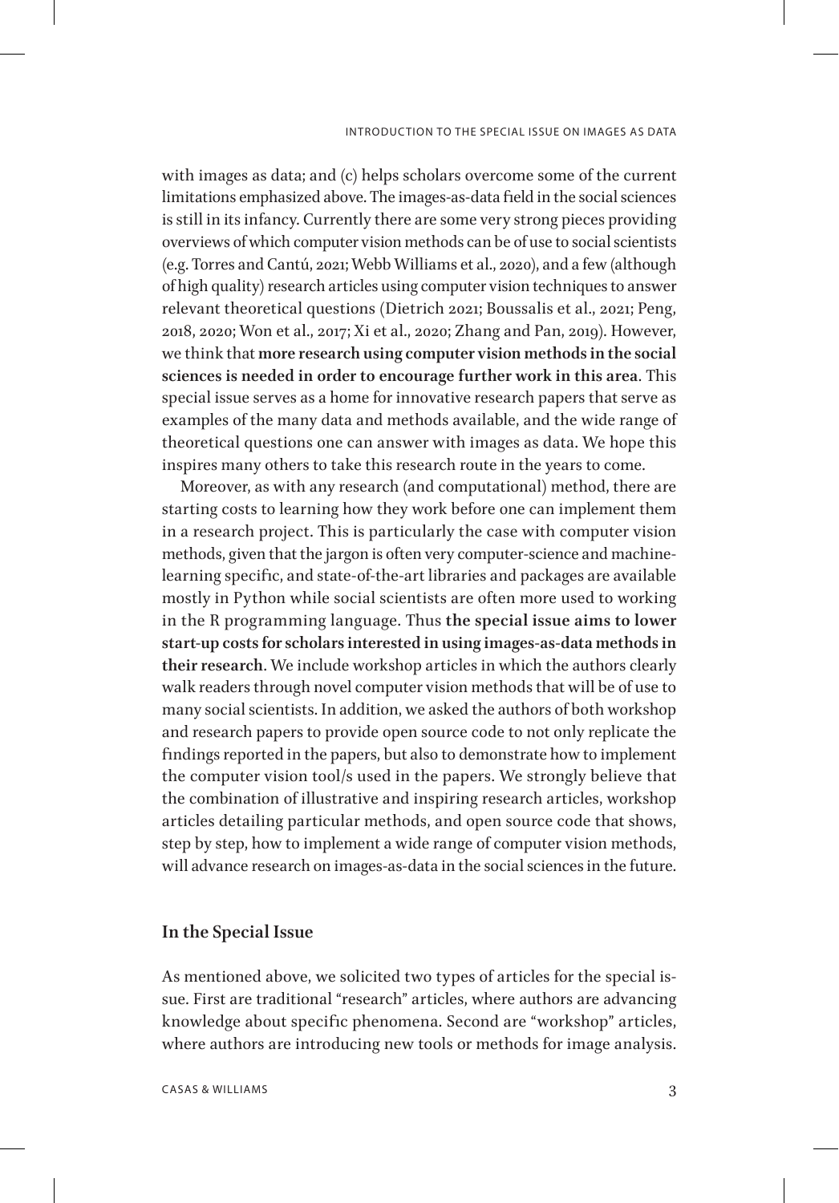with images as data; and (c) helps scholars overcome some of the current limitations emphasized above. The images-as-data field in the social sciences is still in its infancy. Currently there are some very strong pieces providing overviews of which computer vision methods can be of use to social scientists (e.g. Torres and Cantú, 2021; Webb Williams et al., 2020), and a few (although of high quality) research articles using computer vision techniques to answer relevant theoretical questions (Dietrich 2021; Boussalis et al., 2021; Peng, 2018, 2020; Won et al., 2017; Xi et al., 2020; Zhang and Pan, 2019). However, we think that **more research using computer vision methods in the social sciences is needed in order to encourage further work in this area**. This special issue serves as a home for innovative research papers that serve as examples of the many data and methods available, and the wide range of theoretical questions one can answer with images as data. We hope this inspires many others to take this research route in the years to come.

Moreover, as with any research (and computational) method, there are starting costs to learning how they work before one can implement them in a research project. This is particularly the case with computer vision methods, given that the jargon is often very computer-science and machine-learning specific, and state-of-the-art libraries and packages are available mostly in Python while social scientists are often more used to working in the R programming language. Thus **the special issue aims to lower start-up costs for scholars interested in using images-as-data methods in their research**. We include workshop articles in which the authors clearly walk readers through novel computer vision methods that will be of use to many social scientists. In addition, we asked the authors of both workshop and research papers to provide open source code to not only replicate the findings reported in the papers, but also to demonstrate how to implement the computer vision tool/s used in the papers. We strongly believe that the combination of illustrative and inspiring research articles, workshop articles detailing particular methods, and open source code that shows, step by step, how to implement a wide range of computer vision methods, will advance research on images-as-data in the social sciences in the future.

## In the Special Issue

As mentioned above, we solicited two types of articles for the special issue. First are traditional "research" articles, where authors are advancing knowledge about specific phenomena. Second are "workshop" articles, where authors are introducing new tools or methods for image analysis.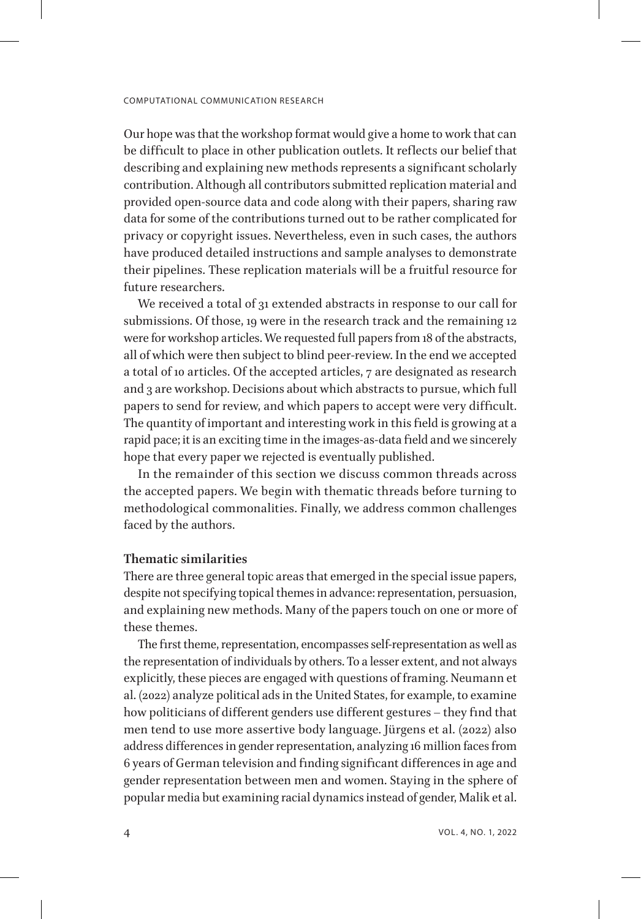Our hope was that the workshop format would give a home to work that can be difficult to place in other publication outlets. It reflects our belief that describing and explaining new methods represents a significant scholarly contribution. Although all contributors submitted replication material and provided open-source data and code along with their papers, sharing raw data for some of the contributions turned out to be rather complicated for privacy or copyright issues. Nevertheless, even in such cases, the authors have produced detailed instructions and sample analyses to demonstrate their pipelines. These replication materials will be a fruitful resource for future researchers.

We received a total of 31 extended abstracts in response to our call for submissions. Of those, 19 were in the research track and the remaining 12 were for workshop articles. We requested full papers from 18 of the abstracts, all of which were then subject to blind peer-review. In the end we accepted a total of 10 articles. Of the accepted articles, 7 are designated as research and 3 are workshop. Decisions about which abstracts to pursue, which full papers to send for review, and which papers to accept were very difficult. The quantity of important and interesting work in this field is growing at a rapid pace; it is an exciting time in the images-as-data field and we sincerely hope that every paper we rejected is eventually published.

In the remainder of this section we discuss common threads across the accepted papers. We begin with thematic threads before turning to methodological commonalities. Finally, we address common challenges faced by the authors.

### Thematic similarities

There are three general topic areas that emerged in the special issue papers, despite not specifying topical themes in advance: representation, persuasion, and explaining new methods. Many of the papers touch on one or more of these themes.

The first theme, representation, encompasses self-representation as well as the representation of individuals by others. To a lesser extent, and not always explicitly, these pieces are engaged with questions of framing. Neumann et al. (2022) analyze political ads in the United States, for example, to examine how politicians of different genders use different gestures – they find that men tend to use more assertive body language. Jürgens et al. (2022) also address differences in gender representation, analyzing 16 million faces from 6 years of German television and finding significant differences in age and gender representation between men and women. Staying in the sphere of popular media but examining racial dynamics instead of gender, Malik et al.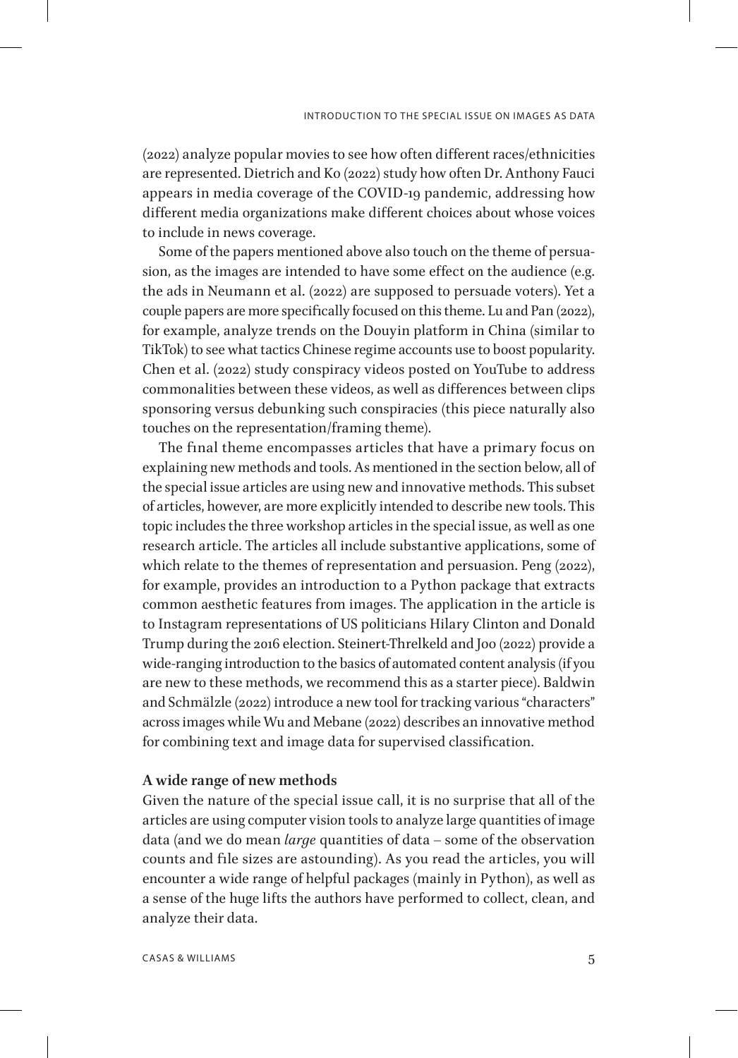(2022) analyze popular movies to see how often different races/ethnicities are represented. Dietrich and Ko (2022) study how often Dr. Anthony Fauci appears in media coverage of the COVID-19 pandemic, addressing how different media organizations make different choices about whose voices to include in news coverage.

Some of the papers mentioned above also touch on the theme of persuasion, as the images are intended to have some effect on the audience (e.g. the ads in Neumann et al. (2022) are supposed to persuade voters). Yet a couple papers are more specifically focused on this theme. Lu and Pan (2022), for example, analyze trends on the Douyin platform in China (similar to TikTok) to see what tactics Chinese regime accounts use to boost popularity. Chen et al. (2022) study conspiracy videos posted on YouTube to address commonalities between these videos, as well as differences between clips sponsoring versus debunking such conspiracies (this piece naturally also touches on the representation/framing theme).

The final theme encompasses articles that have a primary focus on explaining new methods and tools. As mentioned in the section below, all of the special issue articles are using new and innovative methods. This subset of articles, however, are more explicitly intended to describe new tools. This topic includes the three workshop articles in the special issue, as well as one research article. The articles all include substantive applications, some of which relate to the themes of representation and persuasion. Peng (2022), for example, provides an introduction to a Python package that extracts common aesthetic features from images. The application in the article is to Instagram representations of US politicians Hilary Clinton and Donald Trump during the 2016 election. Steinert-Threlkeld and Joo (2022) provide a wide-ranging introduction to the basics of automated content analysis (if you are new to these methods, we recommend this as a starter piece). Baldwin and Schmälzle (2022) introduce a new tool for tracking various "characters" across images while Wu and Mebane (2022) describes an innovative method for combining text and image data for supervised classification.

### A wide range of new methods

Given the nature of the special issue call, it is no surprise that all of the articles are using computer vision tools to analyze large quantities of image data (and we do mean *large* quantities of data – some of the observation counts and file sizes are astounding). As you read the articles, you will encounter a wide range of helpful packages (mainly in Python), as well as a sense of the huge lifts the authors have performed to collect, clean, and analyze their data.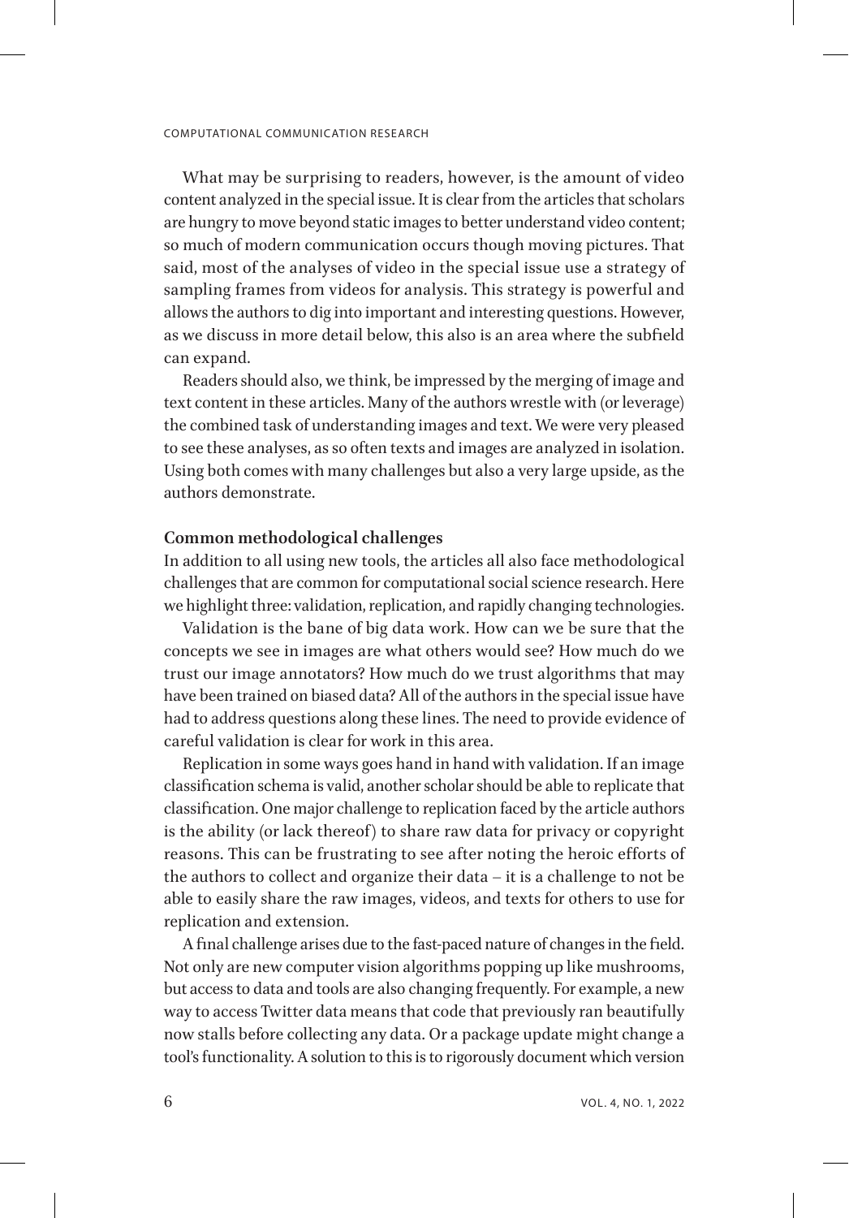What may be surprising to readers, however, is the amount of video content analyzed in the special issue. It is clear from the articles that scholars are hungry to move beyond static images to better understand video content; so much of modern communication occurs though moving pictures. That said, most of the analyses of video in the special issue use a strategy of sampling frames from videos for analysis. This strategy is powerful and allows the authors to dig into important and interesting questions. However, as we discuss in more detail below, this also is an area where the subfield can expand.

Readers should also, we think, be impressed by the merging of image and text content in these articles. Many of the authors wrestle with (or leverage) the combined task of understanding images and text. We were very pleased to see these analyses, as so often texts and images are analyzed in isolation. Using both comes with many challenges but also a very large upside, as the authors demonstrate.

**Common methodological challenges**

In addition to all using new tools, the articles all also face methodological challenges that are common for computational social science research. Here we highlight three: validation, replication, and rapidly changing technologies.

Validation is the bane of big data work. How can we be sure that the concepts we see in images are what others would see? How much do we trust our image annotators? How much do we trust algorithms that may have been trained on biased data? All of the authors in the special issue have had to address questions along these lines. The need to provide evidence of careful validation is clear for work in this area.

Replication in some ways goes hand in hand with validation. If an image classification schema is valid, another scholar should be able to replicate that classification. One major challenge to replication faced by the article authors is the ability (or lack thereof) to share raw data for privacy or copyright reasons. This can be frustrating to see after noting the heroic efforts of the authors to collect and organize their data – it is a challenge to not be able to easily share the raw images, videos, and texts for others to use for replication and extension.

A final challenge arises due to the fast-paced nature of changes in the field. Not only are new computer vision algorithms popping up like mushrooms, but access to data and tools are also changing frequently. For example, a new way to access Twitter data means that code that previously ran beautifully now stalls before collecting any data. Or a package update might change a tool's functionality. A solution to this is to rigorously document which version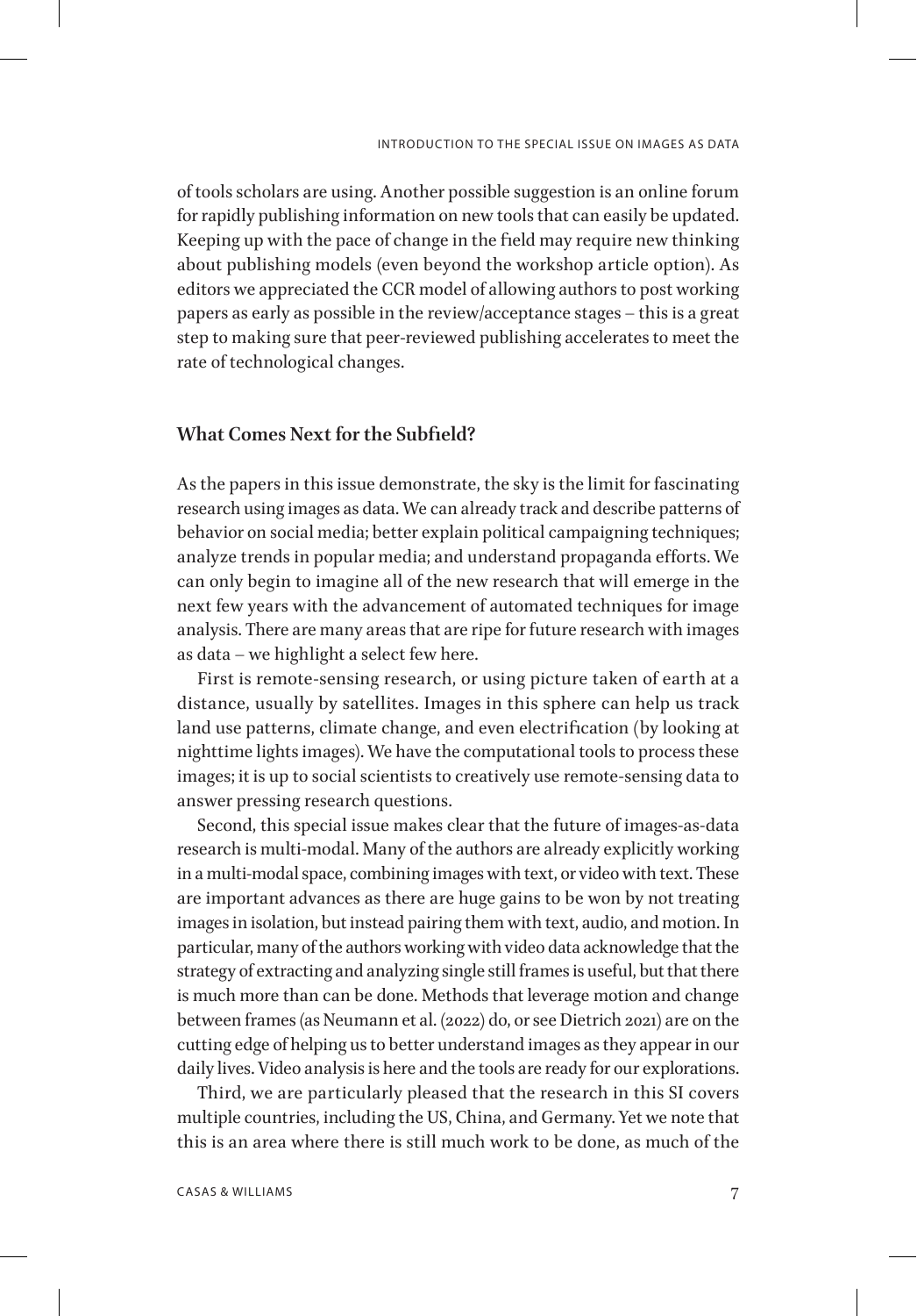of tools scholars are using. Another possible suggestion is an online forum for rapidly publishing information on new tools that can easily be updated. Keeping up with the pace of change in the field may require new thinking about publishing models (even beyond the workshop article option). As editors we appreciated the CCR model of allowing authors to post working papers as early as possible in the review/acceptance stages – this is a great step to making sure that peer-reviewed publishing accelerates to meet the rate of technological changes.

## What Comes Next for the Subfield?

As the papers in this issue demonstrate, the sky is the limit for fascinating research using images as data. We can already track and describe patterns of behavior on social media; better explain political campaigning techniques; analyze trends in popular media; and understand propaganda efforts. We can only begin to imagine all of the new research that will emerge in the next few years with the advancement of automated techniques for image analysis. There are many areas that are ripe for future research with images as data – we highlight a select few here.

First is remote-sensing research, or using picture taken of earth at a distance, usually by satellites. Images in this sphere can help us track land use patterns, climate change, and even electrification (by looking at nighttime lights images). We have the computational tools to process these images; it is up to social scientists to creatively use remote-sensing data to answer pressing research questions.

Second, this special issue makes clear that the future of images-as-data research is multi-modal. Many of the authors are already explicitly working in a multi-modal space, combining images with text, or video with text. These are important advances as there are huge gains to be won by not treating images in isolation, but instead pairing them with text, audio, and motion. In particular, many of the authors working with video data acknowledge that the strategy of extracting and analyzing single still frames is useful, but that there is much more than can be done. Methods that leverage motion and change between frames (as Neumann et al. (2022) do, or see Dietrich 2021) are on the cutting edge of helping us to better understand images as they appear in our daily lives. Video analysis is here and the tools are ready for our explorations.

Third, we are particularly pleased that the research in this SI covers multiple countries, including the US, China, and Germany. Yet we note that this is an area where there is still much work to be done, as much of the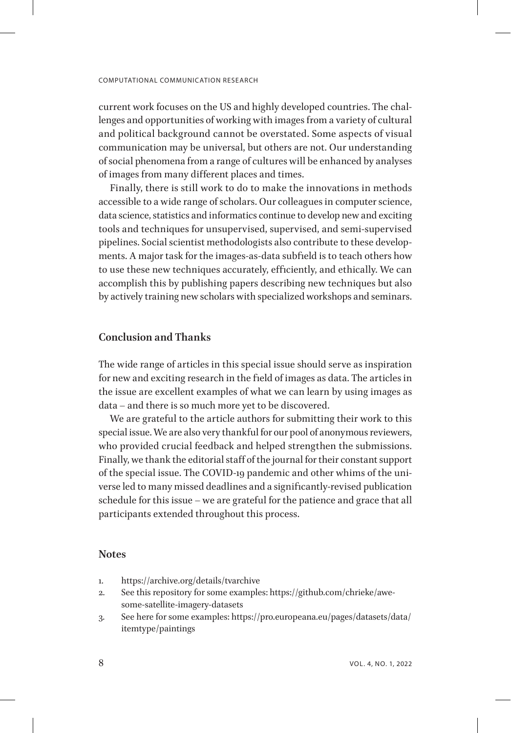current work focuses on the US and highly developed countries. The challenges and opportunities of working with images from a variety of cultural and political background cannot be overstated. Some aspects of visual communication may be universal, but others are not. Our understanding of social phenomena from a range of cultures will be enhanced by analyses of images from many different places and times.

Finally, there is still work to do to make the innovations in methods accessible to a wide range of scholars. Our colleagues in computer science, data science, statistics and informatics continue to develop new and exciting tools and techniques for unsupervised, supervised, and semi-supervised pipelines. Social scientist methodologists also contribute to these developments. A major task for the images-as-data subfield is to teach others how to use these new techniques accurately, efficiently, and ethically. We can accomplish this by publishing papers describing new techniques but also by actively training new scholars with specialized workshops and seminars.

## Conclusion and Thanks

The wide range of articles in this special issue should serve as inspiration for new and exciting research in the field of images as data. The articles in the issue are excellent examples of what we can learn by using images as data – and there is so much more yet to be discovered.

We are grateful to the article authors for submitting their work to this special issue. We are also very thankful for our pool of anonymous reviewers, who provided crucial feedback and helped strengthen the submissions. Finally, we thank the editorial staff of the journal for their constant support of the special issue. The COVID-19 pandemic and other whims of the universe led to many missed deadlines and a significantly-revised publication schedule for this issue – we are grateful for the patience and grace that all participants extended throughout this process.

## Notes

1. https://archive.org/details/tvarchive
2. See this repository for some examples: https://github.com/chrieke/awesome-satellite-imagery-datasets
3. See here for some examples: https://pro.europeana.eu/pages/datasets/data/itemtype/paintings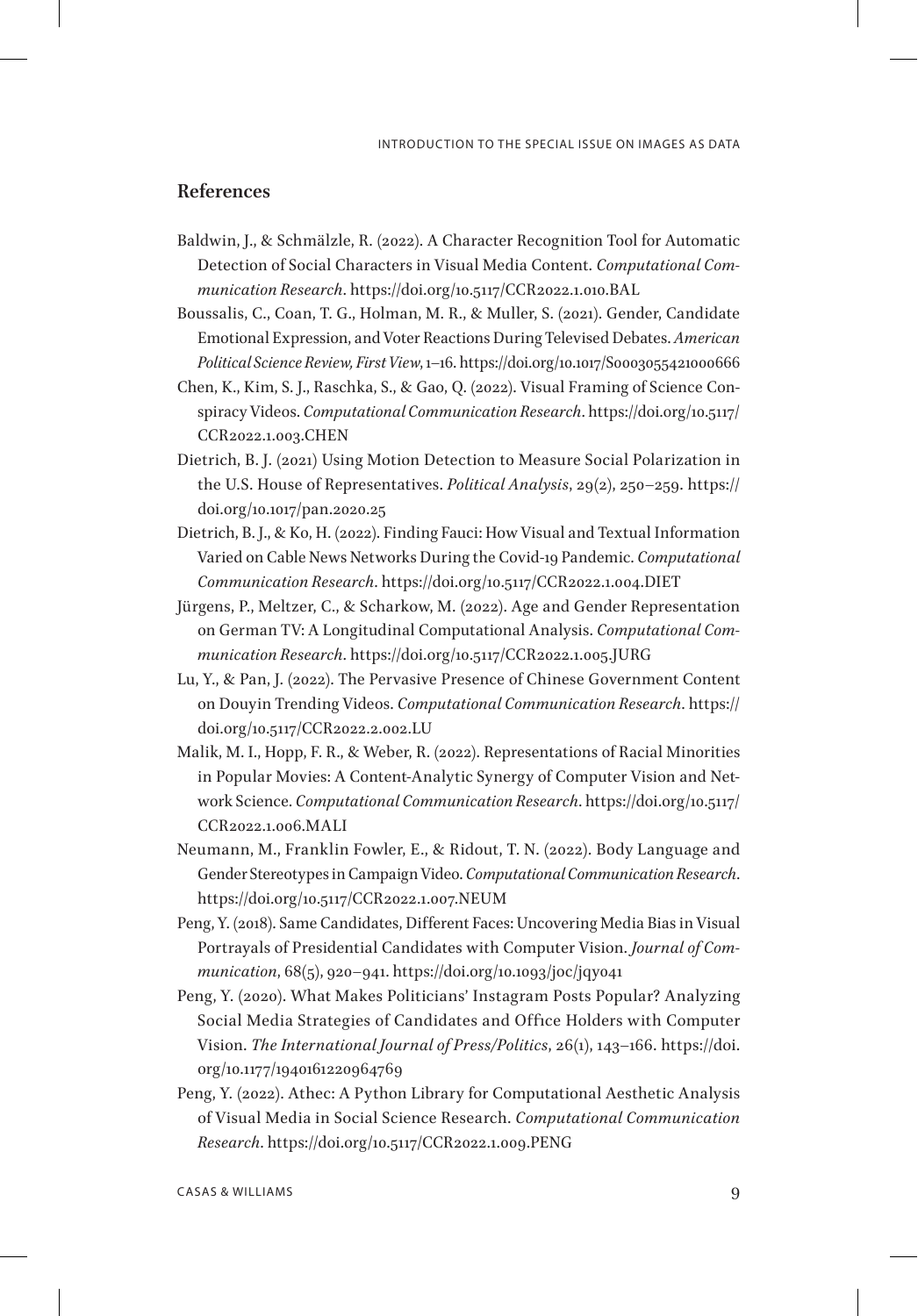## References

Baldwin, J., & Schmälzle, R. (2022). A Character Recognition Tool for Automatic Detection of Social Characters in Visual Media Content. *Computational Communication Research*. https://doi.org/10.5117/CCR2022.1.010.BAL

Boussalis, C., Coan, T. G., Holman, M. R., & Muller, S. (2021). Gender, Candidate Emotional Expression, and Voter Reactions During Televised Debates. *American Political Science Review, First View*, 1–16. https://doi.org/10.1017/S0003055421000666

Chen, K., Kim, S. J., Raschka, S., & Gao, Q. (2022). Visual Framing of Science Conspiracy Videos. *Computational Communication Research*. https://doi.org/10.5117/CCR2022.1.003.CHEN

Dietrich, B. J. (2021) Using Motion Detection to Measure Social Polarization in the U.S. House of Representatives. *Political Analysis*, 29(2), 250–259. https://doi.org/10.1017/pan.2020.25

Dietrich, B. J., & Ko, H. (2022). Finding Fauci: How Visual and Textual Information Varied on Cable News Networks During the Covid-19 Pandemic. *Computational Communication Research*. https://doi.org/10.5117/CCR2022.1.004.DIET

Jürgens, P., Meltzer, C., & Scharkow, M. (2022). Age and Gender Representation on German TV: A Longitudinal Computational Analysis. *Computational Communication Research*. https://doi.org/10.5117/CCR2022.1.005.JURG

Lu, Y., & Pan, J. (2022). The Pervasive Presence of Chinese Government Content on Douyin Trending Videos. *Computational Communication Research*. https://doi.org/10.5117/CCR2022.2.002.LU

Malik, M. I., Hopp, F. R., & Weber, R. (2022). Representations of Racial Minorities in Popular Movies: A Content-Analytic Synergy of Computer Vision and Network Science. *Computational Communication Research*. https://doi.org/10.5117/CCR2022.1.006.MALI

Neumann, M., Franklin Fowler, E., & Ridout, T. N. (2022). Body Language and Gender Stereotypes in Campaign Video. *Computational Communication Research*. https://doi.org/10.5117/CCR2022.1.007.NEUM

Peng, Y. (2018). Same Candidates, Different Faces: Uncovering Media Bias in Visual Portrayals of Presidential Candidates with Computer Vision. *Journal of Communication*, 68(5), 920–941. https://doi.org/10.1093/joc/jqy041

Peng, Y. (2020). What Makes Politicians' Instagram Posts Popular? Analyzing Social Media Strategies of Candidates and Office Holders with Computer Vision. *The International Journal of Press/Politics*, 26(1), 143–166. https://doi.org/10.1177/1940161220964769

Peng, Y. (2022). Athec: A Python Library for Computational Aesthetic Analysis of Visual Media in Social Science Research. *Computational Communication Research*. https://doi.org/10.5117/CCR2022.1.009.PENG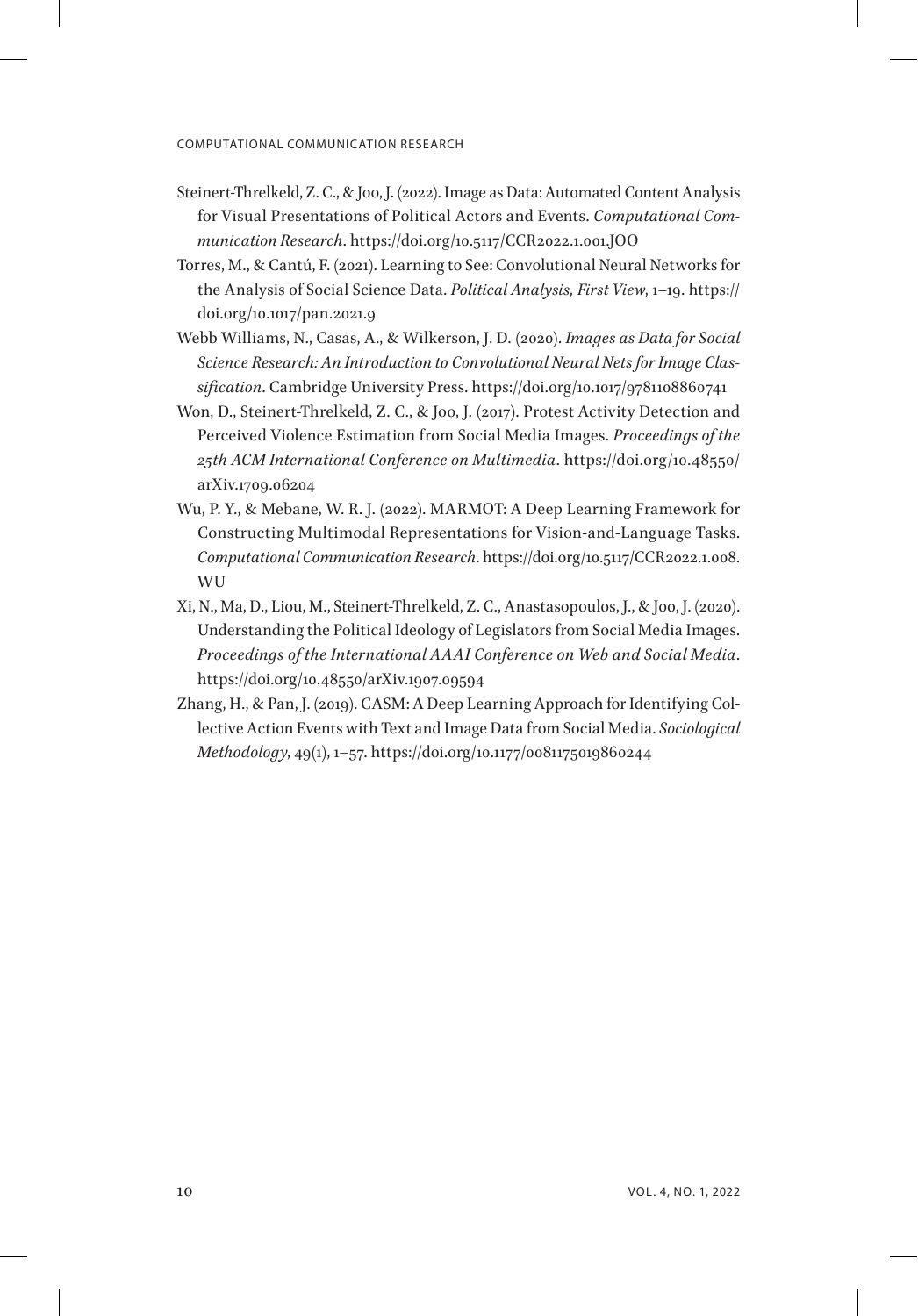Steinert-Threlkeld, Z. C., & Joo, J. (2022). Image as Data: Automated Content Analysis for Visual Presentations of Political Actors and Events. *Computational Communication Research*. https://doi.org/10.5117/CCR2022.1.001.JOO

Torres, M., & Cantú, F. (2021). Learning to See: Convolutional Neural Networks for the Analysis of Social Science Data. *Political Analysis, First View*, 1–19. https://doi.org/10.1017/pan.2021.9

Webb Williams, N., Casas, A., & Wilkerson, J. D. (2020). *Images as Data for Social Science Research: An Introduction to Convolutional Neural Nets for Image Classification*. Cambridge University Press. https://doi.org/10.1017/9781108860741

Won, D., Steinert-Threlkeld, Z. C., & Joo, J. (2017). Protest Activity Detection and Perceived Violence Estimation from Social Media Images. *Proceedings of the 25th ACM International Conference on Multimedia*. https://doi.org/10.48550/arXiv.1709.06204

Wu, P. Y., & Mebane, W. R. J. (2022). MARMOT: A Deep Learning Framework for Constructing Multimodal Representations for Vision-and-Language Tasks. *Computational Communication Research*. https://doi.org/10.5117/CCR2022.1.008.WU

Xi, N., Ma, D., Liou, M., Steinert-Threlkeld, Z. C., Anastasopoulos, J., & Joo, J. (2020). Understanding the Political Ideology of Legislators from Social Media Images. *Proceedings of the International AAAI Conference on Web and Social Media*. https://doi.org/10.48550/arXiv.1907.09594

Zhang, H., & Pan, J. (2019). CASM: A Deep Learning Approach for Identifying Collective Action Events with Text and Image Data from Social Media. *Sociological Methodology*, 49(1), 1–57. https://doi.org/10.1177/0081175019860244